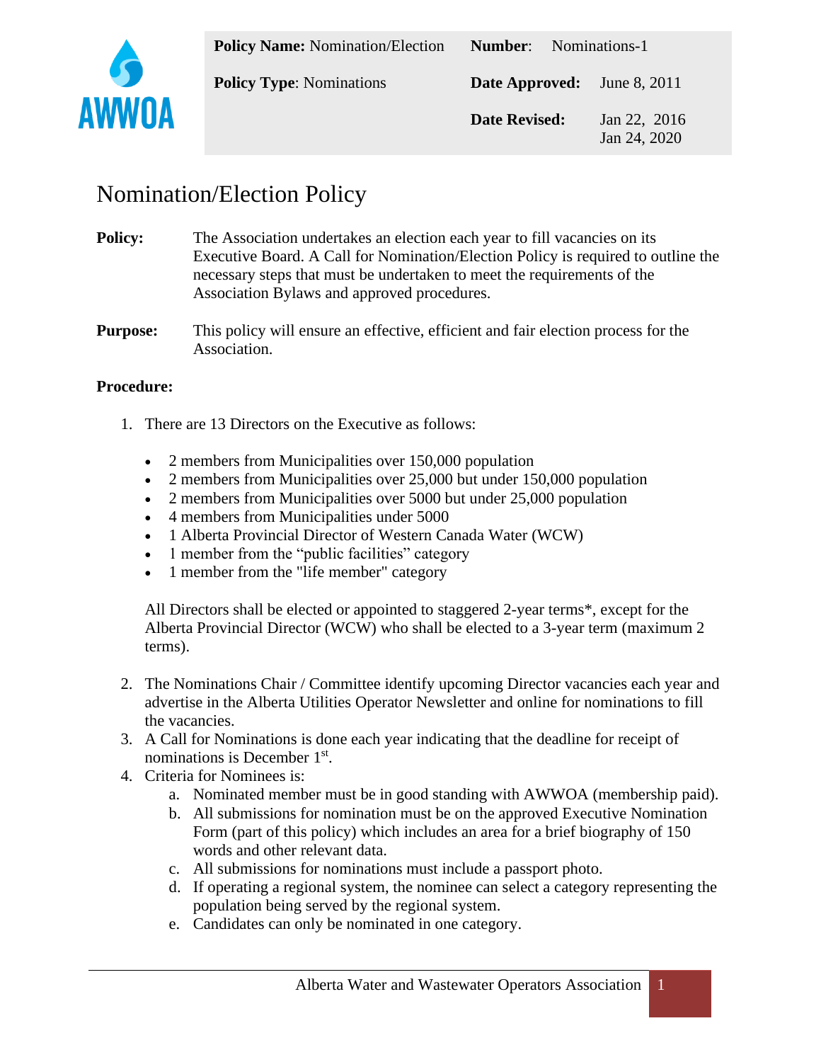| | | | |
|---|---|---|---|
| **Policy Name:** Nomination/Election | **Number**: | Nominations-1 | |
| **Policy Type**: Nominations | **Date Approved:** | June 8, 2011 | |
| | **Date Revised:** | Jan 22, 2016<br>Jan 24, 2020 | |

# Nomination/Election Policy

**Policy:** The Association undertakes an election each year to fill vacancies on its Executive Board. A Call for Nomination/Election Policy is required to outline the necessary steps that must be undertaken to meet the requirements of the Association Bylaws and approved procedures.

**Purpose:** This policy will ensure an effective, efficient and fair election process for the Association.

**Procedure:**

1. There are 13 Directors on the Executive as follows:

   - 2 members from Municipalities over 150,000 population
   - 2 members from Municipalities over 25,000 but under 150,000 population
   - 2 members from Municipalities over 5000 but under 25,000 population
   - 4 members from Municipalities under 5000
   - 1 Alberta Provincial Director of Western Canada Water (WCW)
   - 1 member from the "public facilities" category
   - 1 member from the "life member" category

   All Directors shall be elected or appointed to staggered 2-year terms*, except for the Alberta Provincial Director (WCW) who shall be elected to a 3-year term (maximum 2 terms).

2. The Nominations Chair / Committee identify upcoming Director vacancies each year and advertise in the Alberta Utilities Operator Newsletter and online for nominations to fill the vacancies.
3. A Call for Nominations is done each year indicating that the deadline for receipt of nominations is December 1st.
4. Criteria for Nominees is:
   a. Nominated member must be in good standing with AWWOA (membership paid).
   b. All submissions for nomination must be on the approved Executive Nomination Form (part of this policy) which includes an area for a brief biography of 150 words and other relevant data.
   c. All submissions for nominations must include a passport photo.
   d. If operating a regional system, the nominee can select a category representing the population being served by the regional system.
   e. Candidates can only be nominated in one category.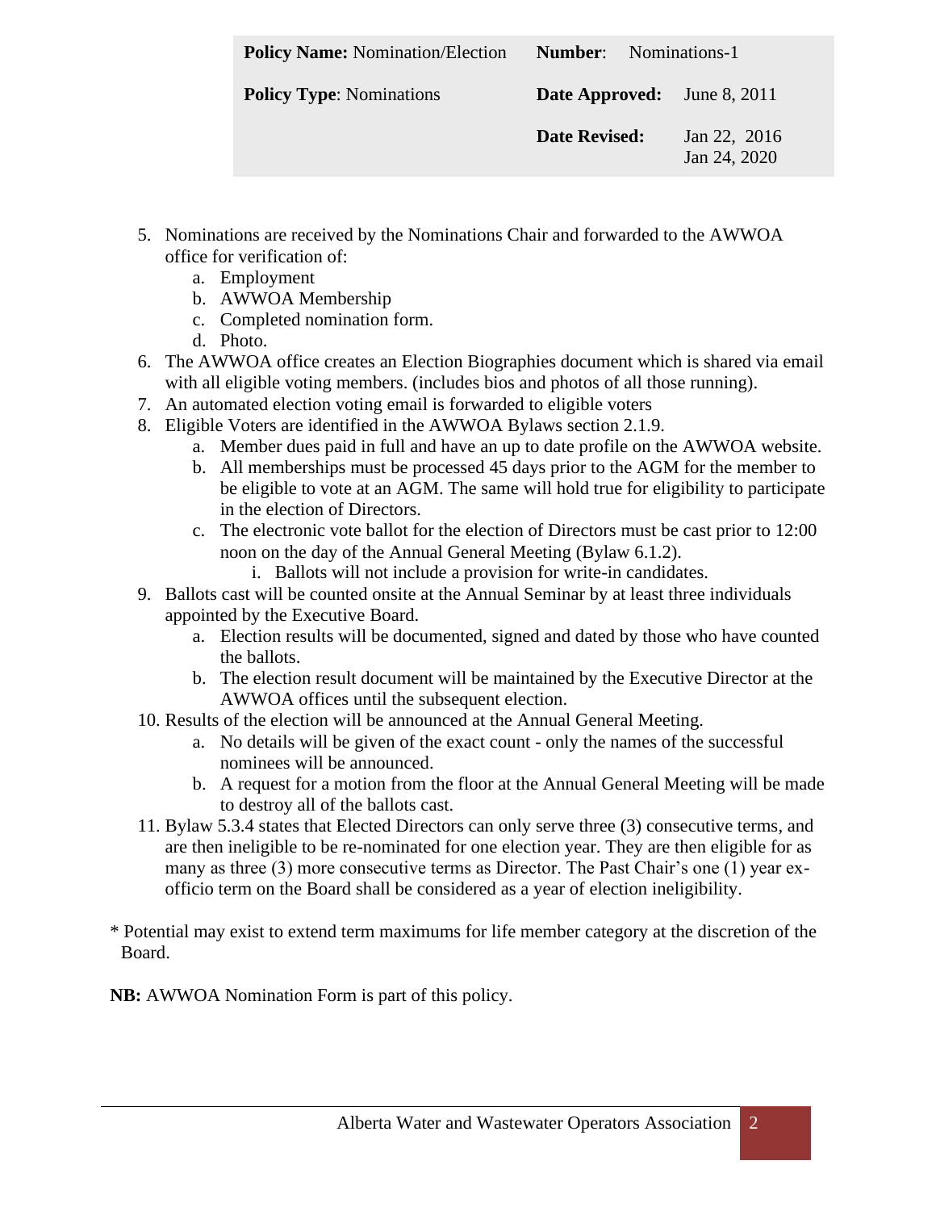5. Nominations are received by the Nominations Chair and forwarded to the AWWOA office for verification of:
    a. Employment
    b. AWWOA Membership
    c. Completed nomination form.
    d. Photo.
6. The AWWOA office creates an Election Biographies document which is shared via email with all eligible voting members. (includes bios and photos of all those running).
7. An automated election voting email is forwarded to eligible voters
8. Eligible Voters are identified in the AWWOA Bylaws section 2.1.9.
    a. Member dues paid in full and have an up to date profile on the AWWOA website.
    b. All memberships must be processed 45 days prior to the AGM for the member to be eligible to vote at an AGM. The same will hold true for eligibility to participate in the election of Directors.
    c. The electronic vote ballot for the election of Directors must be cast prior to 12:00 noon on the day of the Annual General Meeting (Bylaw 6.1.2).
        i. Ballots will not include a provision for write-in candidates.
9. Ballots cast will be counted onsite at the Annual Seminar by at least three individuals appointed by the Executive Board.
    a. Election results will be documented, signed and dated by those who have counted the ballots.
    b. The election result document will be maintained by the Executive Director at the AWWOA offices until the subsequent election.
10. Results of the election will be announced at the Annual General Meeting.
    a. No details will be given of the exact count - only the names of the successful nominees will be announced.
    b. A request for a motion from the floor at the Annual General Meeting will be made to destroy all of the ballots cast.
11. Bylaw 5.3.4 states that Elected Directors can only serve three (3) consecutive terms, and are then ineligible to be re-nominated for one election year. They are then eligible for as many as three (3) more consecutive terms as Director. The Past Chair's one (1) year ex-officio term on the Board shall be considered as a year of election ineligibility.

\* Potential may exist to extend term maximums for life member category at the discretion of the Board.

**NB:** AWWOA Nomination Form is part of this policy.